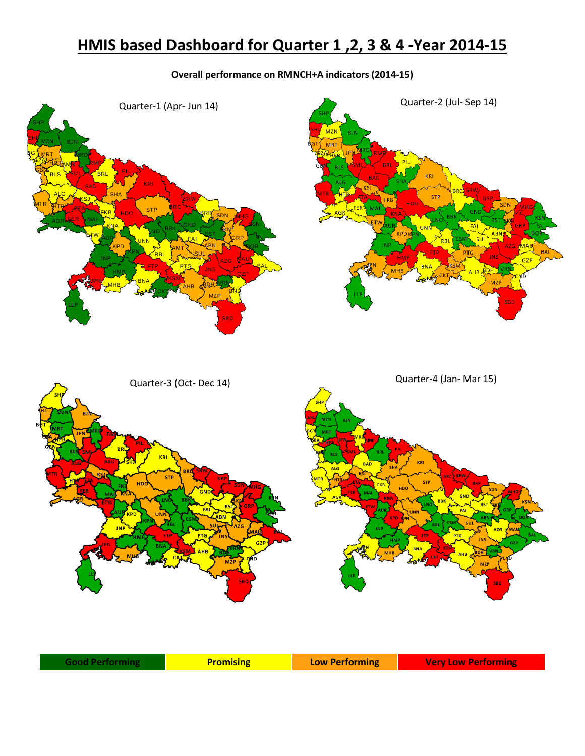# HMIS based Dashboard for Quarter 1 ,2, 3 & 4 -Year 2014-15

**Overall performance on RMNCH+A indicators (2014-15)**

Quarter-1 (Apr- Jun 14)

Quarter-2 (Jul- Sep 14)

Quarter-3 (Oct- Dec 14)

Quarter-4 (Jan- Mar 15)

| Good Performing | Promising | Low Performing | Very Low Performing |
|---|---|---|---|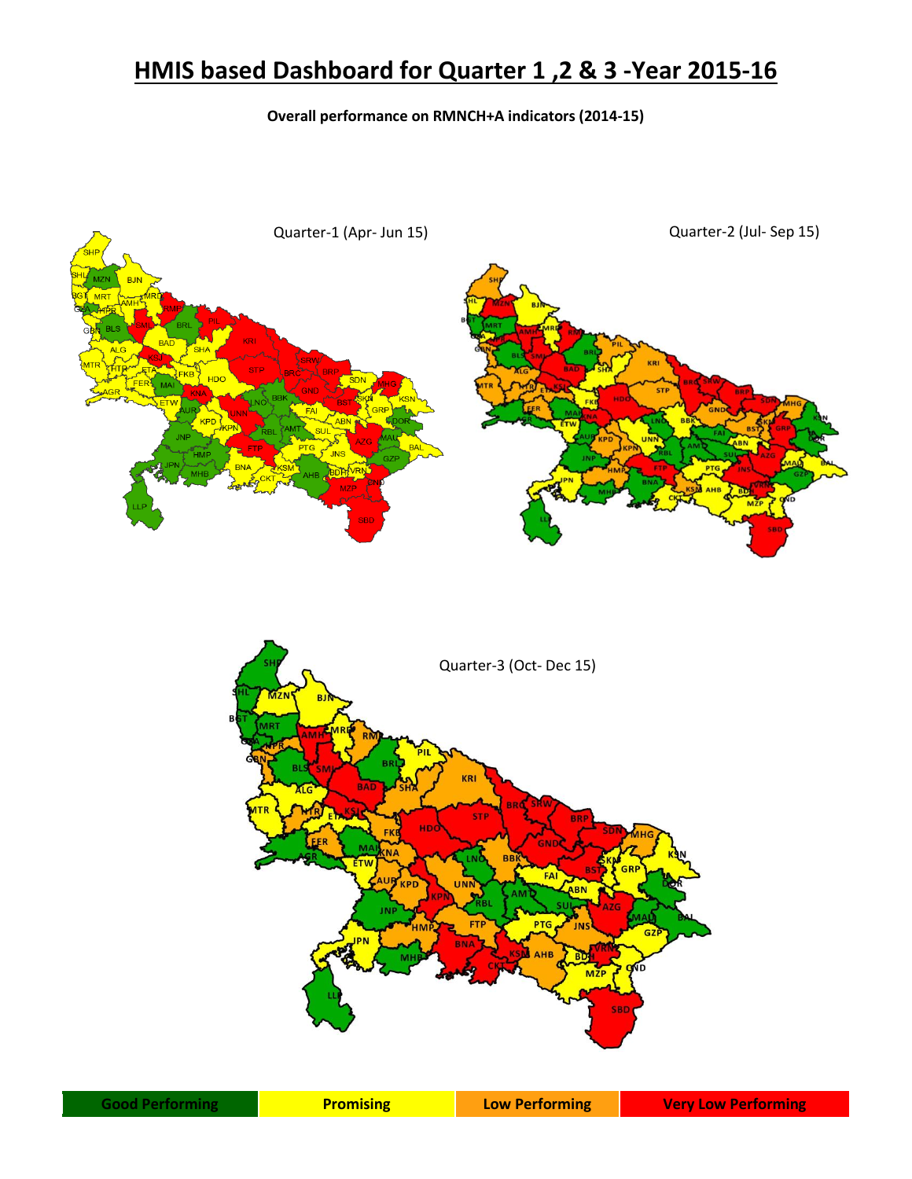# HMIS based Dashboard for Quarter 1 ,2 & 3 -Year 2015-16

**Overall performance on RMNCH+A indicators (2014-15)**

Quarter-1 (Apr- Jun 15)

Quarter-2 (Jul- Sep 15)

Quarter-3 (Oct- Dec 15)

| Good Performing | Promising | Low Performing | Very Low Performing |
|---|---|---|---|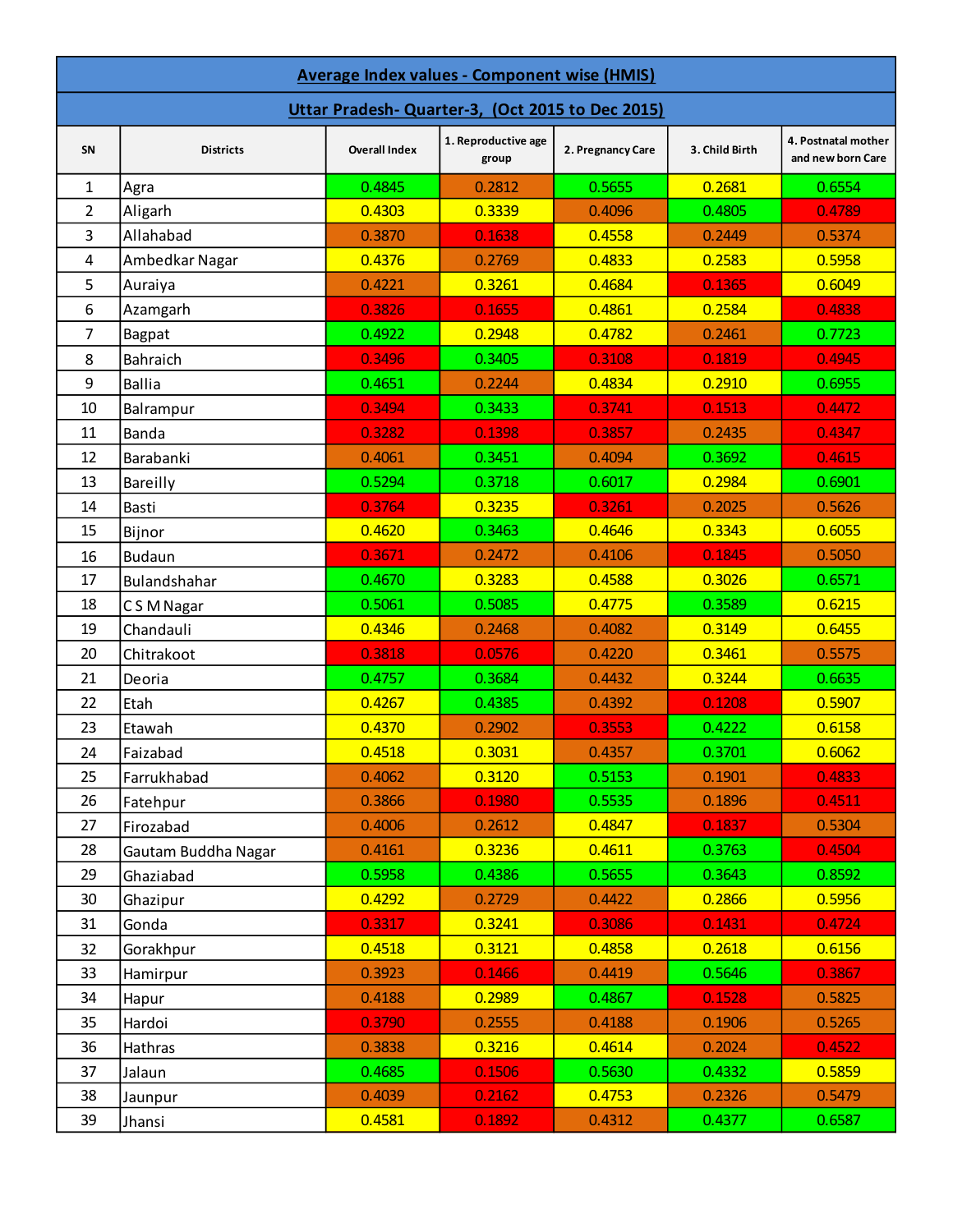| Average Index values - Component wise (HMIS) | | | | | | |
|---|---|---|---|---|---|---|
| Uttar Pradesh- Quarter-3, (Oct 2015 to Dec 2015) | | | | | | |
| SN | Districts | Overall Index | 1. Reproductive age group | 2. Pregnancy Care | 3. Child Birth | 4. Postnatal mother and new born Care |
| 1 | Agra | 0.4845 | 0.2812 | 0.5655 | 0.2681 | 0.6554 |
| 2 | Aligarh | 0.4303 | 0.3339 | 0.4096 | 0.4805 | 0.4789 |
| 3 | Allahabad | 0.3870 | 0.1638 | 0.4558 | 0.2449 | 0.5374 |
| 4 | Ambedkar Nagar | 0.4376 | 0.2769 | 0.4833 | 0.2583 | 0.5958 |
| 5 | Auraiya | 0.4221 | 0.3261 | 0.4684 | 0.1365 | 0.6049 |
| 6 | Azamgarh | 0.3826 | 0.1655 | 0.4861 | 0.2584 | 0.4838 |
| 7 | Bagpat | 0.4922 | 0.2948 | 0.4782 | 0.2461 | 0.7723 |
| 8 | Bahraich | 0.3496 | 0.3405 | 0.3108 | 0.1819 | 0.4945 |
| 9 | Ballia | 0.4651 | 0.2244 | 0.4834 | 0.2910 | 0.6955 |
| 10 | Balrampur | 0.3494 | 0.3433 | 0.3741 | 0.1513 | 0.4472 |
| 11 | Banda | 0.3282 | 0.1398 | 0.3857 | 0.2435 | 0.4347 |
| 12 | Barabanki | 0.4061 | 0.3451 | 0.4094 | 0.3692 | 0.4615 |
| 13 | Bareilly | 0.5294 | 0.3718 | 0.6017 | 0.2984 | 0.6901 |
| 14 | Basti | 0.3764 | 0.3235 | 0.3261 | 0.2025 | 0.5626 |
| 15 | Bijnor | 0.4620 | 0.3463 | 0.4646 | 0.3343 | 0.6055 |
| 16 | Budaun | 0.3671 | 0.2472 | 0.4106 | 0.1845 | 0.5050 |
| 17 | Bulandshahar | 0.4670 | 0.3283 | 0.4588 | 0.3026 | 0.6571 |
| 18 | C S M Nagar | 0.5061 | 0.5085 | 0.4775 | 0.3589 | 0.6215 |
| 19 | Chandauli | 0.4346 | 0.2468 | 0.4082 | 0.3149 | 0.6455 |
| 20 | Chitrakoot | 0.3818 | 0.0576 | 0.4220 | 0.3461 | 0.5575 |
| 21 | Deoria | 0.4757 | 0.3684 | 0.4432 | 0.3244 | 0.6635 |
| 22 | Etah | 0.4267 | 0.4385 | 0.4392 | 0.1208 | 0.5907 |
| 23 | Etawah | 0.4370 | 0.2902 | 0.3553 | 0.4222 | 0.6158 |
| 24 | Faizabad | 0.4518 | 0.3031 | 0.4357 | 0.3701 | 0.6062 |
| 25 | Farrukhabad | 0.4062 | 0.3120 | 0.5153 | 0.1901 | 0.4833 |
| 26 | Fatehpur | 0.3866 | 0.1980 | 0.5535 | 0.1896 | 0.4511 |
| 27 | Firozabad | 0.4006 | 0.2612 | 0.4847 | 0.1837 | 0.5304 |
| 28 | Gautam Buddha Nagar | 0.4161 | 0.3236 | 0.4611 | 0.3763 | 0.4504 |
| 29 | Ghaziabad | 0.5958 | 0.4386 | 0.5655 | 0.3643 | 0.8592 |
| 30 | Ghazipur | 0.4292 | 0.2729 | 0.4422 | 0.2866 | 0.5956 |
| 31 | Gonda | 0.3317 | 0.3241 | 0.3086 | 0.1431 | 0.4724 |
| 32 | Gorakhpur | 0.4518 | 0.3121 | 0.4858 | 0.2618 | 0.6156 |
| 33 | Hamirpur | 0.3923 | 0.1466 | 0.4419 | 0.5646 | 0.3867 |
| 34 | Hapur | 0.4188 | 0.2989 | 0.4867 | 0.1528 | 0.5825 |
| 35 | Hardoi | 0.3790 | 0.2555 | 0.4188 | 0.1906 | 0.5265 |
| 36 | Hathras | 0.3838 | 0.3216 | 0.4614 | 0.2024 | 0.4522 |
| 37 | Jalaun | 0.4685 | 0.1506 | 0.5630 | 0.4332 | 0.5859 |
| 38 | Jaunpur | 0.4039 | 0.2162 | 0.4753 | 0.2326 | 0.5479 |
| 39 | Jhansi | 0.4581 | 0.1892 | 0.4312 | 0.4377 | 0.6587 |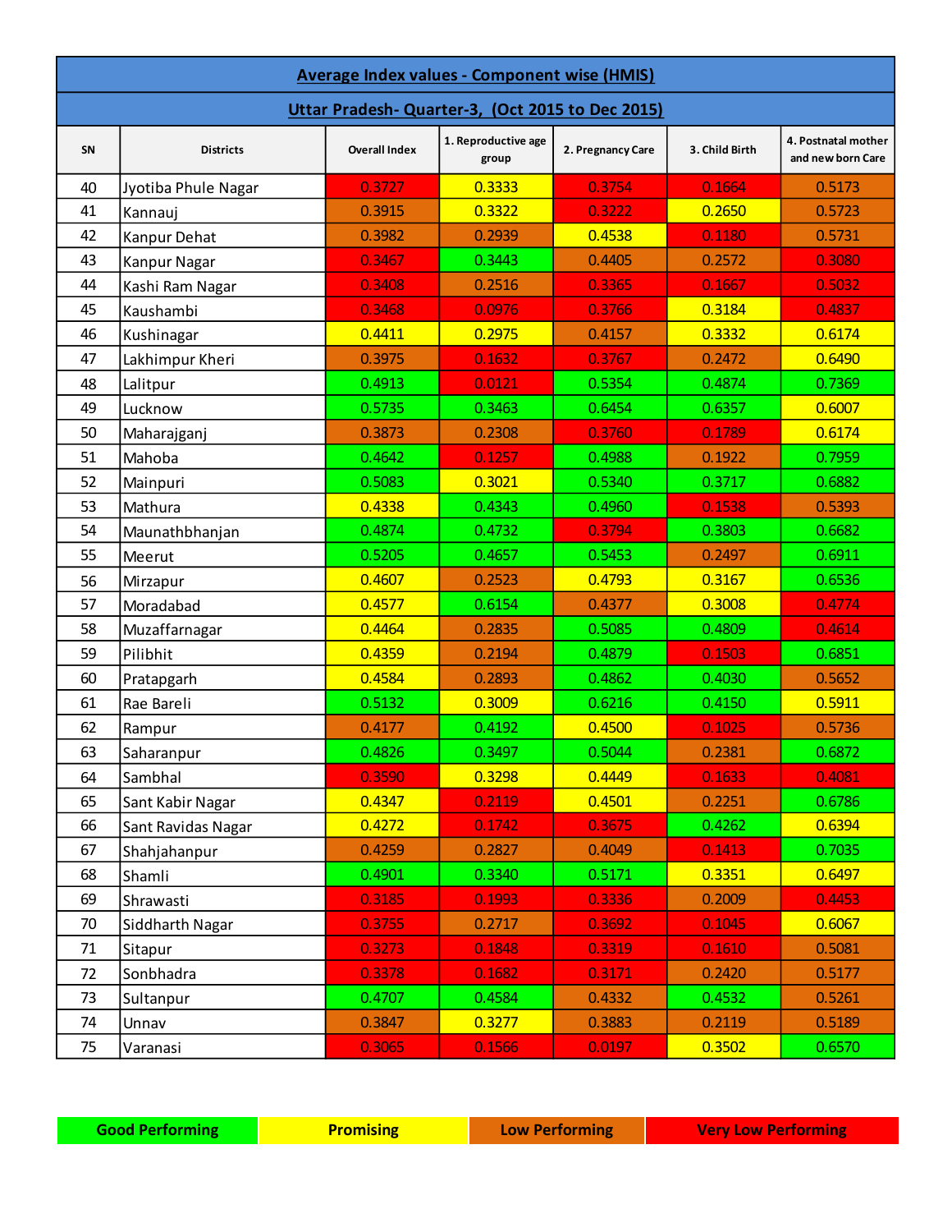| Average Index values - Component wise (HMIS) | | | | | | |
|---|---|---|---|---|---|---|
| Uttar Pradesh- Quarter-3, (Oct 2015 to Dec 2015) | | | | | | |
| SN | Districts | Overall Index | 1. Reproductive age group | 2. Pregnancy Care | 3. Child Birth | 4. Postnatal mother and new born Care |
| 40 | Jyotiba Phule Nagar | 0.3727 | 0.3333 | 0.3754 | 0.1664 | 0.5173 |
| 41 | Kannauj | 0.3915 | 0.3322 | 0.3222 | 0.2650 | 0.5723 |
| 42 | Kanpur Dehat | 0.3982 | 0.2939 | 0.4538 | 0.1180 | 0.5731 |
| 43 | Kanpur Nagar | 0.3467 | 0.3443 | 0.4405 | 0.2572 | 0.3080 |
| 44 | Kashi Ram Nagar | 0.3408 | 0.2516 | 0.3365 | 0.1667 | 0.5032 |
| 45 | Kaushambi | 0.3468 | 0.0976 | 0.3766 | 0.3184 | 0.4837 |
| 46 | Kushinagar | 0.4411 | 0.2975 | 0.4157 | 0.3332 | 0.6174 |
| 47 | Lakhimpur Kheri | 0.3975 | 0.1632 | 0.3767 | 0.2472 | 0.6490 |
| 48 | Lalitpur | 0.4913 | 0.0121 | 0.5354 | 0.4874 | 0.7369 |
| 49 | Lucknow | 0.5735 | 0.3463 | 0.6454 | 0.6357 | 0.6007 |
| 50 | Maharajganj | 0.3873 | 0.2308 | 0.3760 | 0.1789 | 0.6174 |
| 51 | Mahoba | 0.4642 | 0.1257 | 0.4988 | 0.1922 | 0.7959 |
| 52 | Mainpuri | 0.5083 | 0.3021 | 0.5340 | 0.3717 | 0.6882 |
| 53 | Mathura | 0.4338 | 0.4343 | 0.4960 | 0.1538 | 0.5393 |
| 54 | Maunathbhanjan | 0.4874 | 0.4732 | 0.3794 | 0.3803 | 0.6682 |
| 55 | Meerut | 0.5205 | 0.4657 | 0.5453 | 0.2497 | 0.6911 |
| 56 | Mirzapur | 0.4607 | 0.2523 | 0.4793 | 0.3167 | 0.6536 |
| 57 | Moradabad | 0.4577 | 0.6154 | 0.4377 | 0.3008 | 0.4774 |
| 58 | Muzaffarnagar | 0.4464 | 0.2835 | 0.5085 | 0.4809 | 0.4614 |
| 59 | Pilibhit | 0.4359 | 0.2194 | 0.4879 | 0.1503 | 0.6851 |
| 60 | Pratapgarh | 0.4584 | 0.2893 | 0.4862 | 0.4030 | 0.5652 |
| 61 | Rae Bareli | 0.5132 | 0.3009 | 0.6216 | 0.4150 | 0.5911 |
| 62 | Rampur | 0.4177 | 0.4192 | 0.4500 | 0.1025 | 0.5736 |
| 63 | Saharanpur | 0.4826 | 0.3497 | 0.5044 | 0.2381 | 0.6872 |
| 64 | Sambhal | 0.3590 | 0.3298 | 0.4449 | 0.1633 | 0.4081 |
| 65 | Sant Kabir Nagar | 0.4347 | 0.2119 | 0.4501 | 0.2251 | 0.6786 |
| 66 | Sant Ravidas Nagar | 0.4272 | 0.1742 | 0.3675 | 0.4262 | 0.6394 |
| 67 | Shahjahanpur | 0.4259 | 0.2827 | 0.4049 | 0.1413 | 0.7035 |
| 68 | Shamli | 0.4901 | 0.3340 | 0.5171 | 0.3351 | 0.6497 |
| 69 | Shrawasti | 0.3185 | 0.1993 | 0.3336 | 0.2009 | 0.4453 |
| 70 | Siddharth Nagar | 0.3755 | 0.2717 | 0.3692 | 0.1045 | 0.6067 |
| 71 | Sitapur | 0.3273 | 0.1848 | 0.3319 | 0.1610 | 0.5081 |
| 72 | Sonbhadra | 0.3378 | 0.1682 | 0.3171 | 0.2420 | 0.5177 |
| 73 | Sultanpur | 0.4707 | 0.4584 | 0.4332 | 0.4532 | 0.5261 |
| 74 | Unnav | 0.3847 | 0.3277 | 0.3883 | 0.2119 | 0.5189 |
| 75 | Varanasi | 0.3065 | 0.1566 | 0.0197 | 0.3502 | 0.6570 |

**Good Performing** | **Promising** | **Low Performing** | **Very Low Performing**